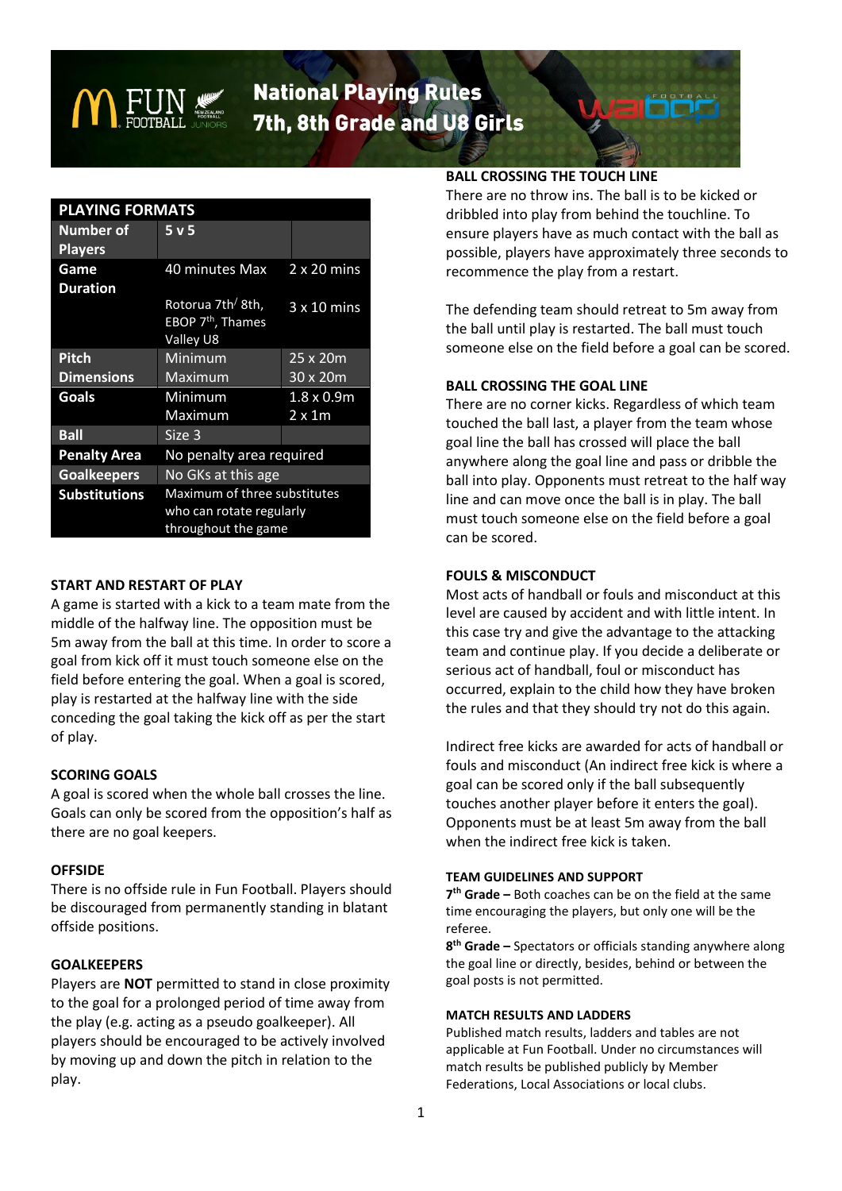# National Playing Rules 7th, 8th Grade and U8 Girls

| PLAYING FORMATS | | |
|---|---|---|
| **Number of Players** | **5 v 5** | |
| **Game Duration** | 40 minutes Max | 2 x 20 mins |
| | Rotorua 7th/ 8th, EBOP 7th, Thames Valley U8 | 3 x 10 mins |
| **Pitch Dimensions** | Minimum | 25 x 20m |
| | Maximum | 30 x 20m |
| **Goals** | Minimum | 1.8 x 0.9m |
| | Maximum | 2 x 1m |
| **Ball** | Size 3 | |
| **Penalty Area** | No penalty area required | |
| **Goalkeepers** | No GKs at this age | |
| **Substitutions** | Maximum of three substitutes who can rotate regularly throughout the game | |

## START AND RESTART OF PLAY

A game is started with a kick to a team mate from the middle of the halfway line. The opposition must be 5m away from the ball at this time. In order to score a goal from kick off it must touch someone else on the field before entering the goal. When a goal is scored, play is restarted at the halfway line with the side conceding the goal taking the kick off as per the start of play.

## SCORING GOALS

A goal is scored when the whole ball crosses the line. Goals can only be scored from the opposition's half as there are no goal keepers.

## OFFSIDE

There is no offside rule in Fun Football. Players should be discouraged from permanently standing in blatant offside positions.

## GOALKEEPERS

Players are **NOT** permitted to stand in close proximity to the goal for a prolonged period of time away from the play (e.g. acting as a pseudo goalkeeper). All players should be encouraged to be actively involved by moving up and down the pitch in relation to the play.

## BALL CROSSING THE TOUCH LINE

There are no throw ins. The ball is to be kicked or dribbled into play from behind the touchline. To ensure players have as much contact with the ball as possible, players have approximately three seconds to recommence the play from a restart.

The defending team should retreat to 5m away from the ball until play is restarted. The ball must touch someone else on the field before a goal can be scored.

## BALL CROSSING THE GOAL LINE

There are no corner kicks. Regardless of which team touched the ball last, a player from the team whose goal line the ball has crossed will place the ball anywhere along the goal line and pass or dribble the ball into play. Opponents must retreat to the half way line and can move once the ball is in play. The ball must touch someone else on the field before a goal can be scored.

## FOULS & MISCONDUCT

Most acts of handball or fouls and misconduct at this level are caused by accident and with little intent. In this case try and give the advantage to the attacking team and continue play. If you decide a deliberate or serious act of handball, foul or misconduct has occurred, explain to the child how they have broken the rules and that they should try not do this again.

Indirect free kicks are awarded for acts of handball or fouls and misconduct (An indirect free kick is where a goal can be scored only if the ball subsequently touches another player before it enters the goal). Opponents must be at least 5m away from the ball when the indirect free kick is taken.

## TEAM GUIDELINES AND SUPPORT

**7th Grade –** Both coaches can be on the field at the same time encouraging the players, but only one will be the referee.

**8th Grade –** Spectators or officials standing anywhere along the goal line or directly, besides, behind or between the goal posts is not permitted.

## MATCH RESULTS AND LADDERS

Published match results, ladders and tables are not applicable at Fun Football. Under no circumstances will match results be published publicly by Member Federations, Local Associations or local clubs.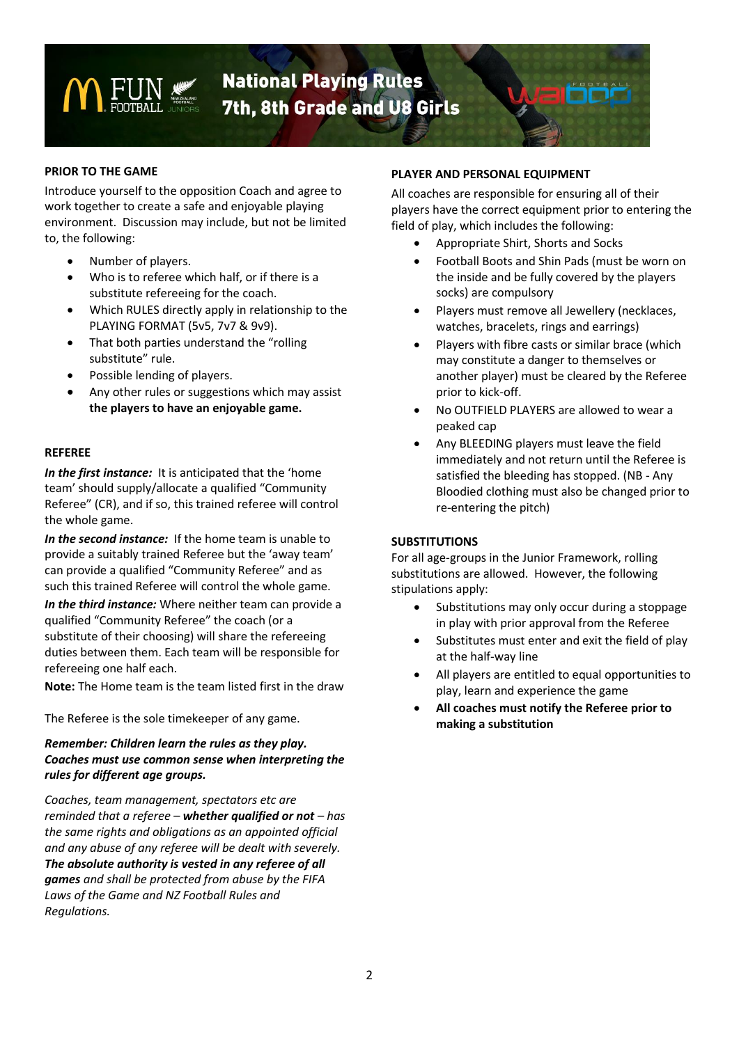# National Playing Rules 7th, 8th Grade and U8 Girls

**PRIOR TO THE GAME**

Introduce yourself to the opposition Coach and agree to work together to create a safe and enjoyable playing environment. Discussion may include, but not be limited to, the following:

- Number of players.
- Who is to referee which half, or if there is a substitute refereeing for the coach.
- Which RULES directly apply in relationship to the PLAYING FORMAT (5v5, 7v7 & 9v9).
- That both parties understand the "rolling substitute" rule.
- Possible lending of players.
- Any other rules or suggestions which may assist **the players to have an enjoyable game.**

**REFEREE**

***In the first instance:*** It is anticipated that the 'home team' should supply/allocate a qualified "Community Referee" (CR), and if so, this trained referee will control the whole game.

***In the second instance:*** If the home team is unable to provide a suitably trained Referee but the 'away team' can provide a qualified "Community Referee" and as such this trained Referee will control the whole game.

***In the third instance:*** Where neither team can provide a qualified "Community Referee" the coach (or a substitute of their choosing) will share the refereeing duties between them. Each team will be responsible for refereeing one half each.

**Note:** The Home team is the team listed first in the draw

The Referee is the sole timekeeper of any game.

***Remember: Children learn the rules as they play. Coaches must use common sense when interpreting the rules for different age groups.***

*Coaches, team management, spectators etc are reminded that a referee – **whether qualified or not** – has the same rights and obligations as an appointed official and any abuse of any referee will be dealt with severely. **The absolute authority is vested in any referee of all games** and shall be protected from abuse by the FIFA Laws of the Game and NZ Football Rules and Regulations.*

**PLAYER AND PERSONAL EQUIPMENT**

All coaches are responsible for ensuring all of their players have the correct equipment prior to entering the field of play, which includes the following:

- Appropriate Shirt, Shorts and Socks
- Football Boots and Shin Pads (must be worn on the inside and be fully covered by the players socks) are compulsory
- Players must remove all Jewellery (necklaces, watches, bracelets, rings and earrings)
- Players with fibre casts or similar brace (which may constitute a danger to themselves or another player) must be cleared by the Referee prior to kick-off.
- No OUTFIELD PLAYERS are allowed to wear a peaked cap
- Any BLEEDING players must leave the field immediately and not return until the Referee is satisfied the bleeding has stopped. (NB - Any Bloodied clothing must also be changed prior to re-entering the pitch)

**SUBSTITUTIONS**

For all age-groups in the Junior Framework, rolling substitutions are allowed. However, the following stipulations apply:

- Substitutions may only occur during a stoppage in play with prior approval from the Referee
- Substitutes must enter and exit the field of play at the half-way line
- All players are entitled to equal opportunities to play, learn and experience the game
- **All coaches must notify the Referee prior to making a substitution**